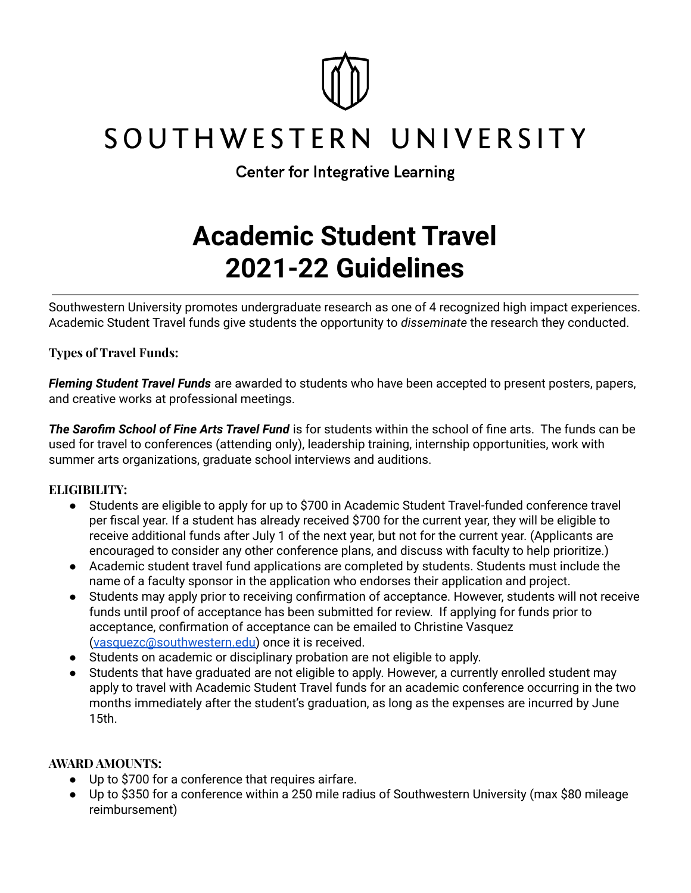SOUTHWESTERN UNIVERSITY

Center for Integrative Learning

# Academic Student Travel 2021-22 Guidelines

---

Southwestern University promotes undergraduate research as one of 4 recognized high impact experiences. Academic Student Travel funds give students the opportunity to *disseminate* the research they conducted.

### Types of Travel Funds:

***Fleming Student Travel Funds*** are awarded to students who have been accepted to present posters, papers, and creative works at professional meetings.

***The Sarofim School of Fine Arts Travel Fund*** is for students within the school of fine arts. The funds can be used for travel to conferences (attending only), leadership training, internship opportunities, work with summer arts organizations, graduate school interviews and auditions.

### ELIGIBILITY:

- Students are eligible to apply for up to $700 in Academic Student Travel-funded conference travel per fiscal year. If a student has already received $700 for the current year, they will be eligible to receive additional funds after July 1 of the next year, but not for the current year. (Applicants are encouraged to consider any other conference plans, and discuss with faculty to help prioritize.)
- Academic student travel fund applications are completed by students. Students must include the name of a faculty sponsor in the application who endorses their application and project.
- Students may apply prior to receiving confirmation of acceptance. However, students will not receive funds until proof of acceptance has been submitted for review. If applying for funds prior to acceptance, confirmation of acceptance can be emailed to Christine Vasquez (vasquezc@southwestern.edu) once it is received.
- Students on academic or disciplinary probation are not eligible to apply.
- Students that have graduated are not eligible to apply. However, a currently enrolled student may apply to travel with Academic Student Travel funds for an academic conference occurring in the two months immediately after the student's graduation, as long as the expenses are incurred by June 15th.

### AWARD AMOUNTS:

- Up to $700 for a conference that requires airfare.
- Up to $350 for a conference within a 250 mile radius of Southwestern University (max $80 mileage reimbursement)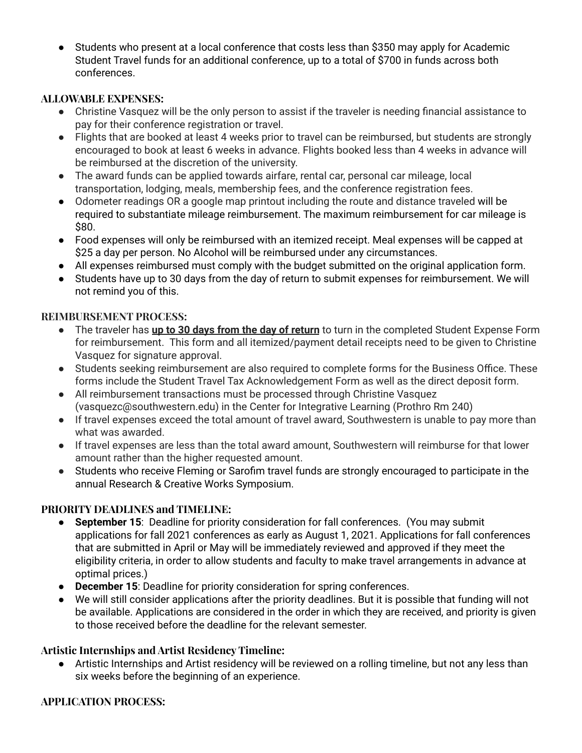- Students who present at a local conference that costs less than $350 may apply for Academic Student Travel funds for an additional conference, up to a total of $700 in funds across both conferences.

### ALLOWABLE EXPENSES:

- Christine Vasquez will be the only person to assist if the traveler is needing financial assistance to pay for their conference registration or travel.
- Flights that are booked at least 4 weeks prior to travel can be reimbursed, but students are strongly encouraged to book at least 6 weeks in advance. Flights booked less than 4 weeks in advance will be reimbursed at the discretion of the university.
- The award funds can be applied towards airfare, rental car, personal car mileage, local transportation, lodging, meals, membership fees, and the conference registration fees.
- Odometer readings OR a google map printout including the route and distance traveled will be required to substantiate mileage reimbursement. The maximum reimbursement for car mileage is $80.
- Food expenses will only be reimbursed with an itemized receipt. Meal expenses will be capped at $25 a day per person. No Alcohol will be reimbursed under any circumstances.
- All expenses reimbursed must comply with the budget submitted on the original application form.
- Students have up to 30 days from the day of return to submit expenses for reimbursement. We will not remind you of this.

### REIMBURSEMENT PROCESS:

- The traveler has **up to 30 days from the day of return** to turn in the completed Student Expense Form for reimbursement. This form and all itemized/payment detail receipts need to be given to Christine Vasquez for signature approval.
- Students seeking reimbursement are also required to complete forms for the Business Office. These forms include the Student Travel Tax Acknowledgement Form as well as the direct deposit form.
- All reimbursement transactions must be processed through Christine Vasquez (vasquezc@southwestern.edu) in the Center for Integrative Learning (Prothro Rm 240)
- If travel expenses exceed the total amount of travel award, Southwestern is unable to pay more than what was awarded.
- If travel expenses are less than the total award amount, Southwestern will reimburse for that lower amount rather than the higher requested amount.
- Students who receive Fleming or Sarofim travel funds are strongly encouraged to participate in the annual Research & Creative Works Symposium.

### PRIORITY DEADLINES and TIMELINE:

- **September 15**: Deadline for priority consideration for fall conferences. (You may submit applications for fall 2021 conferences as early as August 1, 2021. Applications for fall conferences that are submitted in April or May will be immediately reviewed and approved if they meet the eligibility criteria, in order to allow students and faculty to make travel arrangements in advance at optimal prices.)
- **December 15**: Deadline for priority consideration for spring conferences.
- We will still consider applications after the priority deadlines. But it is possible that funding will not be available. Applications are considered in the order in which they are received, and priority is given to those received before the deadline for the relevant semester.

### Artistic Internships and Artist Residency Timeline:

- Artistic Internships and Artist residency will be reviewed on a rolling timeline, but not any less than six weeks before the beginning of an experience.

### APPLICATION PROCESS: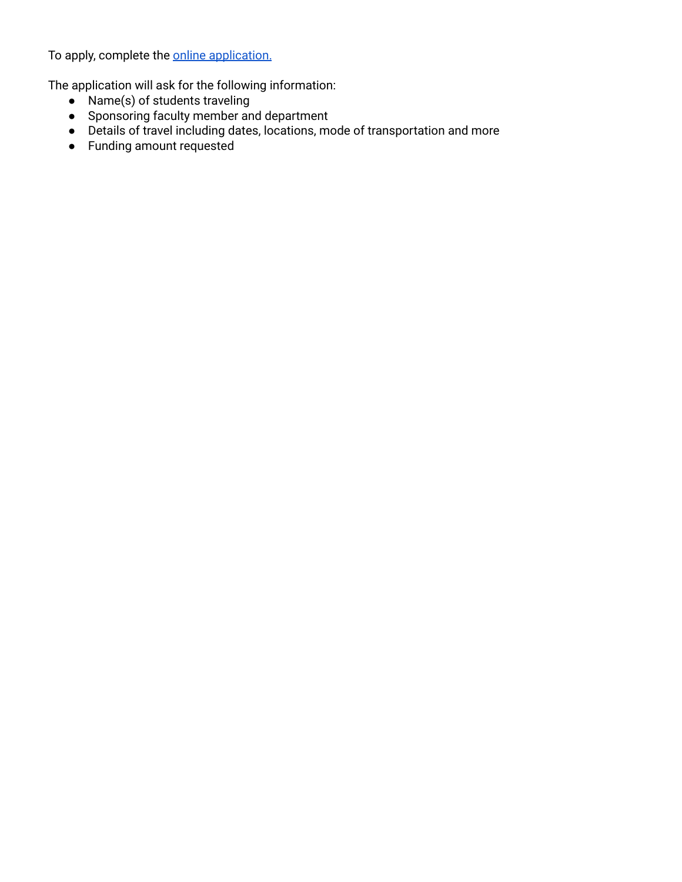To apply, complete the online application.

The application will ask for the following information:

- Name(s) of students traveling
- Sponsoring faculty member and department
- Details of travel including dates, locations, mode of transportation and more
- Funding amount requested